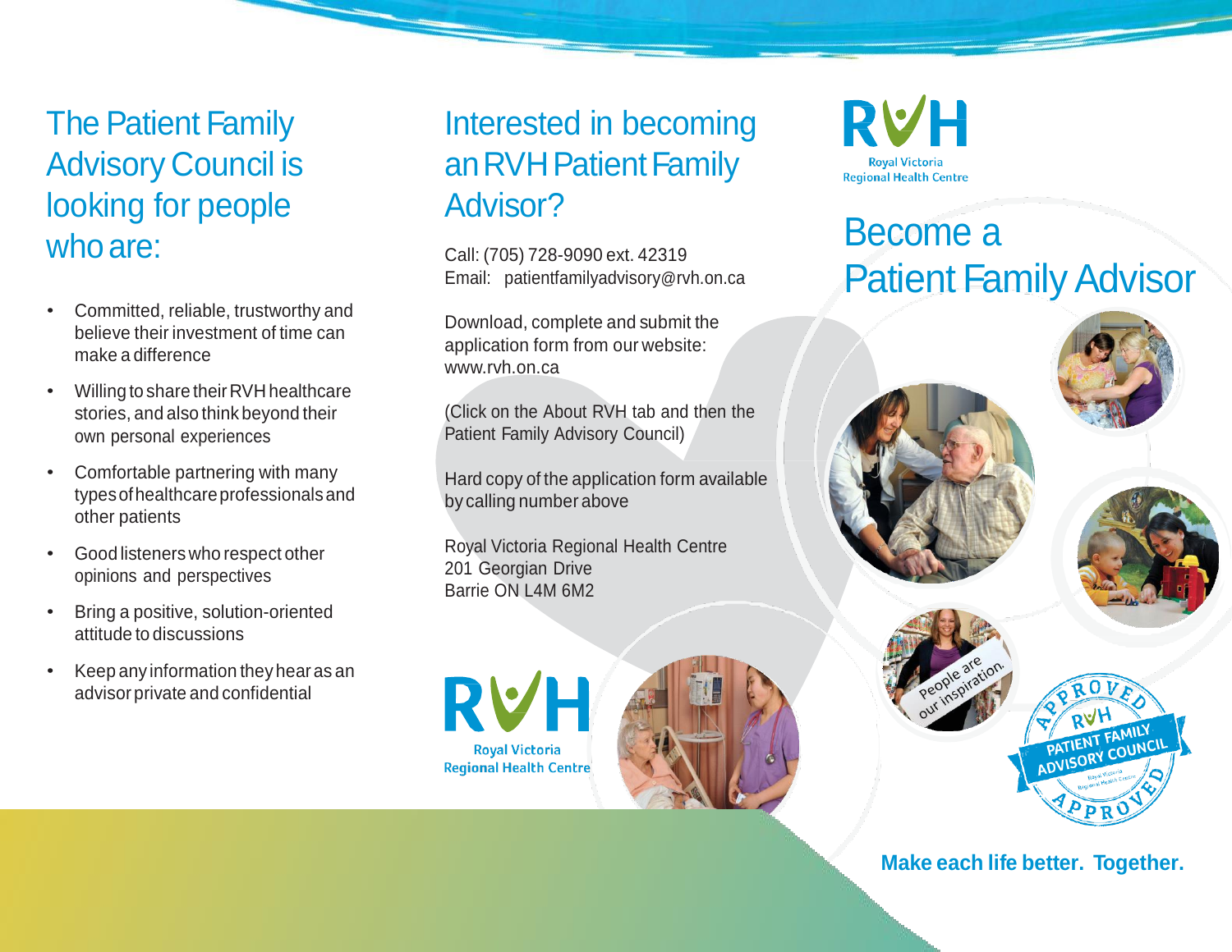## The Patient Family Advisory Council is looking for people who are:

- Committed, reliable, trustworthy and believe their investment of time can make a difference
- Willing to share their RVH healthcare stories, and also think beyond their own personal experiences
- Comfortable partnering with many types of healthcare professionals and other patients
- Good listeners who respect other opinions and perspectives
- Bring a positive, solution-oriented attitude to discussions
- Keep any information they hear as an advisor private and confidential

## Interested in becoming an RVH Patient Family Advisor?

Call: (705) 728-9090 ext. 42319
Email: patientfamilyadvisory@rvh.on.ca

Download, complete and submit the application form from our website: www.rvh.on.ca

(Click on the About RVH tab and then the Patient Family Advisory Council)

Hard copy of the application form available by calling number above

Royal Victoria Regional Health Centre
201 Georgian Drive
Barrie ON L4M 6M2

RVH
Royal Victoria Regional Health Centre

RVH
Royal Victoria Regional Health Centre

# Become a Patient Family Advisor

People are our inspiration.

APPROVED RVH PATIENT FAMILY ADVISORY COUNCIL Royal Victoria Regional Health Centre APPROVED

**Make each life better. Together.**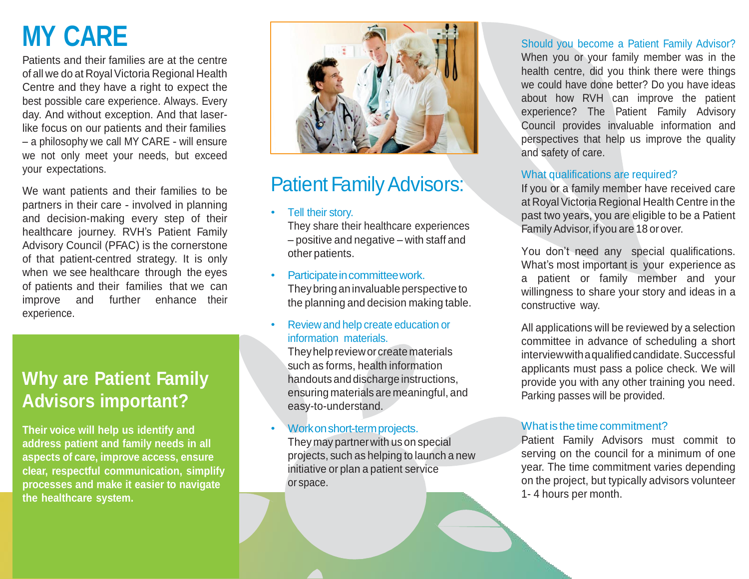# MY CARE

Patients and their families are at the centre of all we do at Royal Victoria Regional Health Centre and they have a right to expect the best possible care experience. Always. Every day. And without exception. And that laser-like focus on our patients and their families – a philosophy we call MY CARE - will ensure we not only meet your needs, but exceed your expectations.

We want patients and their families to be partners in their care - involved in planning and decision-making every step of their healthcare journey. RVH's Patient Family Advisory Council (PFAC) is the cornerstone of that patient-centred strategy. It is only when we see healthcare through the eyes of patients and their families that we can improve and further enhance their experience.

## Why are Patient Family Advisors important?

**Their voice will help us identify and address patient and family needs in all aspects of care, improve access, ensure clear, respectful communication, simplify processes and make it easier to navigate the healthcare system.**

## Patient Family Advisors:

- Tell their story.
  They share their healthcare experiences – positive and negative – with staff and other patients.
- Participate in committee work.
  They bring an invaluable perspective to the planning and decision making table.
- Review and help create education or information materials.
  They help review or create materials such as forms, health information handouts and discharge instructions, ensuring materials are meaningful, and easy-to-understand.
- Work on short-term projects.
  They may partner with us on special projects, such as helping to launch a new initiative or plan a patient service or space.

### Should you become a Patient Family Advisor?

When you or your family member was in the health centre, did you think there were things we could have done better? Do you have ideas about how RVH can improve the patient experience? The Patient Family Advisory Council provides invaluable information and perspectives that help us improve the quality and safety of care.

### What qualifications are required?

If you or a family member have received care at Royal Victoria Regional Health Centre in the past two years, you are eligible to be a Patient Family Advisor, if you are 18 or over.

You don't need any special qualifications. What's most important is your experience as a patient or family member and your willingness to share your story and ideas in a constructive way.

All applications will be reviewed by a selection committee in advance of scheduling a short interview with a qualified candidate. Successful applicants must pass a police check. We will provide you with any other training you need. Parking passes will be provided.

### What is the time commitment?

Patient Family Advisors must commit to serving on the council for a minimum of one year. The time commitment varies depending on the project, but typically advisors volunteer 1- 4 hours per month.